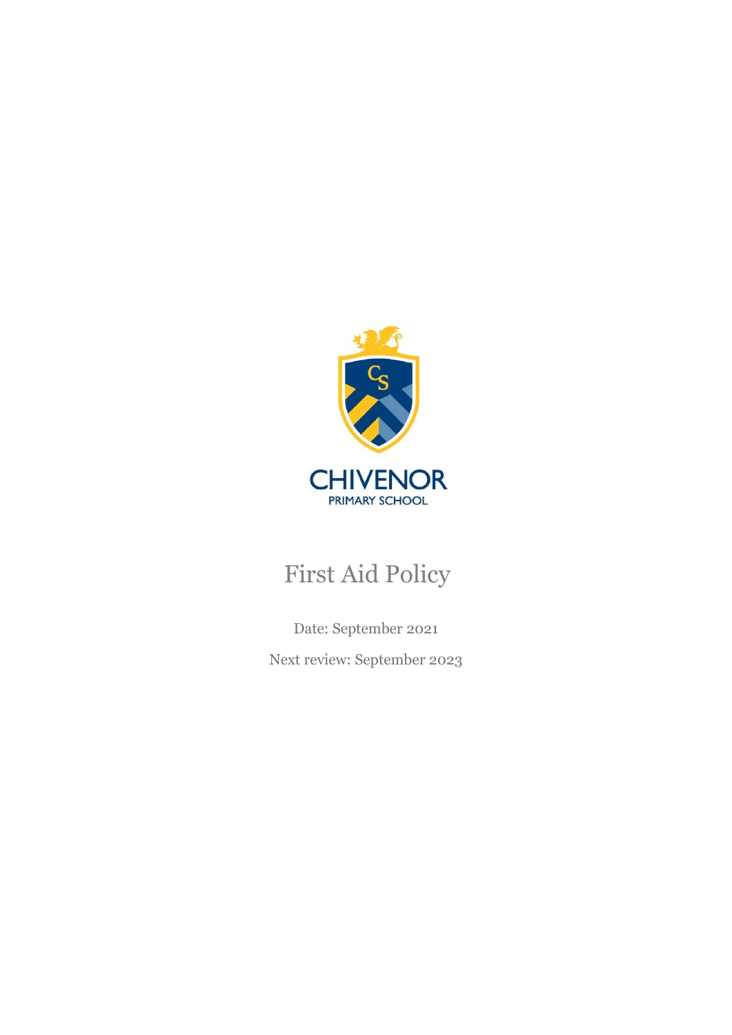CHIVENOR

PRIMARY SCHOOL

# First Aid Policy

Date: September 2021

Next review: September 2023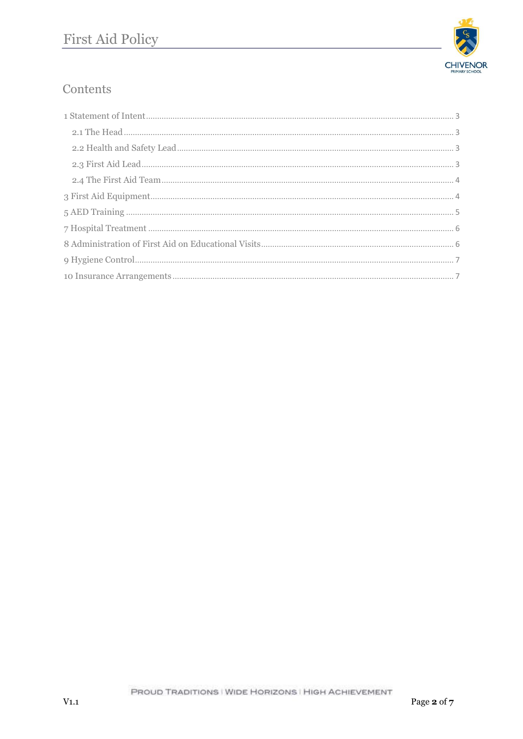# Contents

1 Statement of Intent ... 3

- 2.1 The Head ... 3
- 2.2 Health and Safety Lead ... 3
- 2.3 First Aid Lead ... 3
- 2.4 The First Aid Team ... 4

3 First Aid Equipment ... 4

5 AED Training ... 5

7 Hospital Treatment ... 6

8 Administration of First Aid on Educational Visits ... 6

9 Hygiene Control ... 7

10 Insurance Arrangements ... 7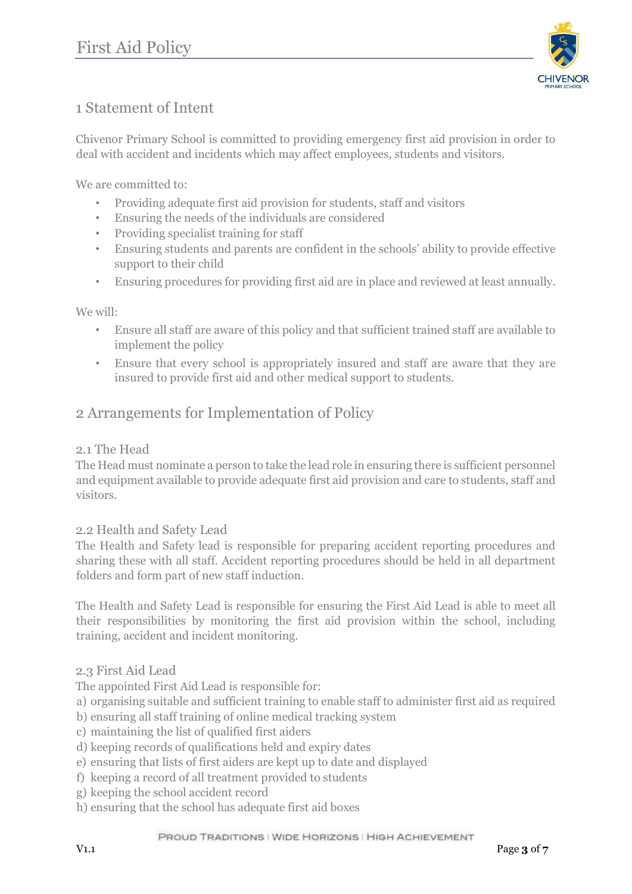## 1 Statement of Intent

Chivenor Primary School is committed to providing emergency first aid provision in order to deal with accident and incidents which may affect employees, students and visitors.

We are committed to:

- Providing adequate first aid provision for students, staff and visitors
- Ensuring the needs of the individuals are considered
- Providing specialist training for staff
- Ensuring students and parents are confident in the schools' ability to provide effective support to their child
- Ensuring procedures for providing first aid are in place and reviewed at least annually.

We will:

- Ensure all staff are aware of this policy and that sufficient trained staff are available to implement the policy
- Ensure that every school is appropriately insured and staff are aware that they are insured to provide first aid and other medical support to students.

## 2 Arrangements for Implementation of Policy

### 2.1 The Head

The Head must nominate a person to take the lead role in ensuring there is sufficient personnel and equipment available to provide adequate first aid provision and care to students, staff and visitors.

### 2.2 Health and Safety Lead

The Health and Safety lead is responsible for preparing accident reporting procedures and sharing these with all staff. Accident reporting procedures should be held in all department folders and form part of new staff induction.

The Health and Safety Lead is responsible for ensuring the First Aid Lead is able to meet all their responsibilities by monitoring the first aid provision within the school, including training, accident and incident monitoring.

### 2.3 First Aid Lead

The appointed First Aid Lead is responsible for:

a) organising suitable and sufficient training to enable staff to administer first aid as required
b) ensuring all staff training of online medical tracking system
c) maintaining the list of qualified first aiders
d) keeping records of qualifications held and expiry dates
e) ensuring that lists of first aiders are kept up to date and displayed
f) keeping a record of all treatment provided to students
g) keeping the school accident record
h) ensuring that the school has adequate first aid boxes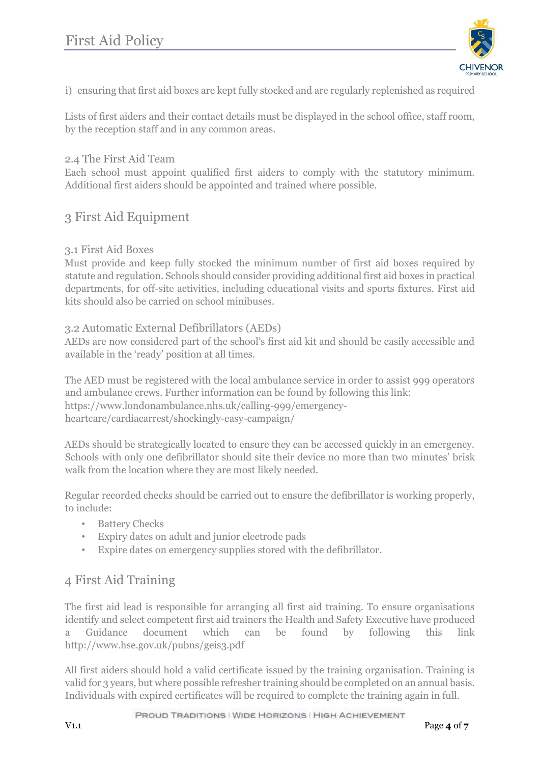i) ensuring that first aid boxes are kept fully stocked and are regularly replenished as required

Lists of first aiders and their contact details must be displayed in the school office, staff room, by the reception staff and in any common areas.

### 2.4 The First Aid Team

Each school must appoint qualified first aiders to comply with the statutory minimum. Additional first aiders should be appointed and trained where possible.

## 3 First Aid Equipment

### 3.1 First Aid Boxes

Must provide and keep fully stocked the minimum number of first aid boxes required by statute and regulation. Schools should consider providing additional first aid boxes in practical departments, for off-site activities, including educational visits and sports fixtures. First aid kits should also be carried on school minibuses.

### 3.2 Automatic External Defibrillators (AEDs)

AEDs are now considered part of the school's first aid kit and should be easily accessible and available in the 'ready' position at all times.

The AED must be registered with the local ambulance service in order to assist 999 operators and ambulance crews. Further information can be found by following this link: https://www.londonambulance.nhs.uk/calling-999/emergency-heartcare/cardiacarrest/shockingly-easy-campaign/

AEDs should be strategically located to ensure they can be accessed quickly in an emergency. Schools with only one defibrillator should site their device no more than two minutes' brisk walk from the location where they are most likely needed.

Regular recorded checks should be carried out to ensure the defibrillator is working properly, to include:

- Battery Checks
- Expiry dates on adult and junior electrode pads
- Expire dates on emergency supplies stored with the defibrillator.

## 4 First Aid Training

The first aid lead is responsible for arranging all first aid training. To ensure organisations identify and select competent first aid trainers the Health and Safety Executive have produced a Guidance document which can be found by following this link http://www.hse.gov.uk/pubns/geis3.pdf

All first aiders should hold a valid certificate issued by the training organisation. Training is valid for 3 years, but where possible refresher training should be completed on an annual basis. Individuals with expired certificates will be required to complete the training again in full.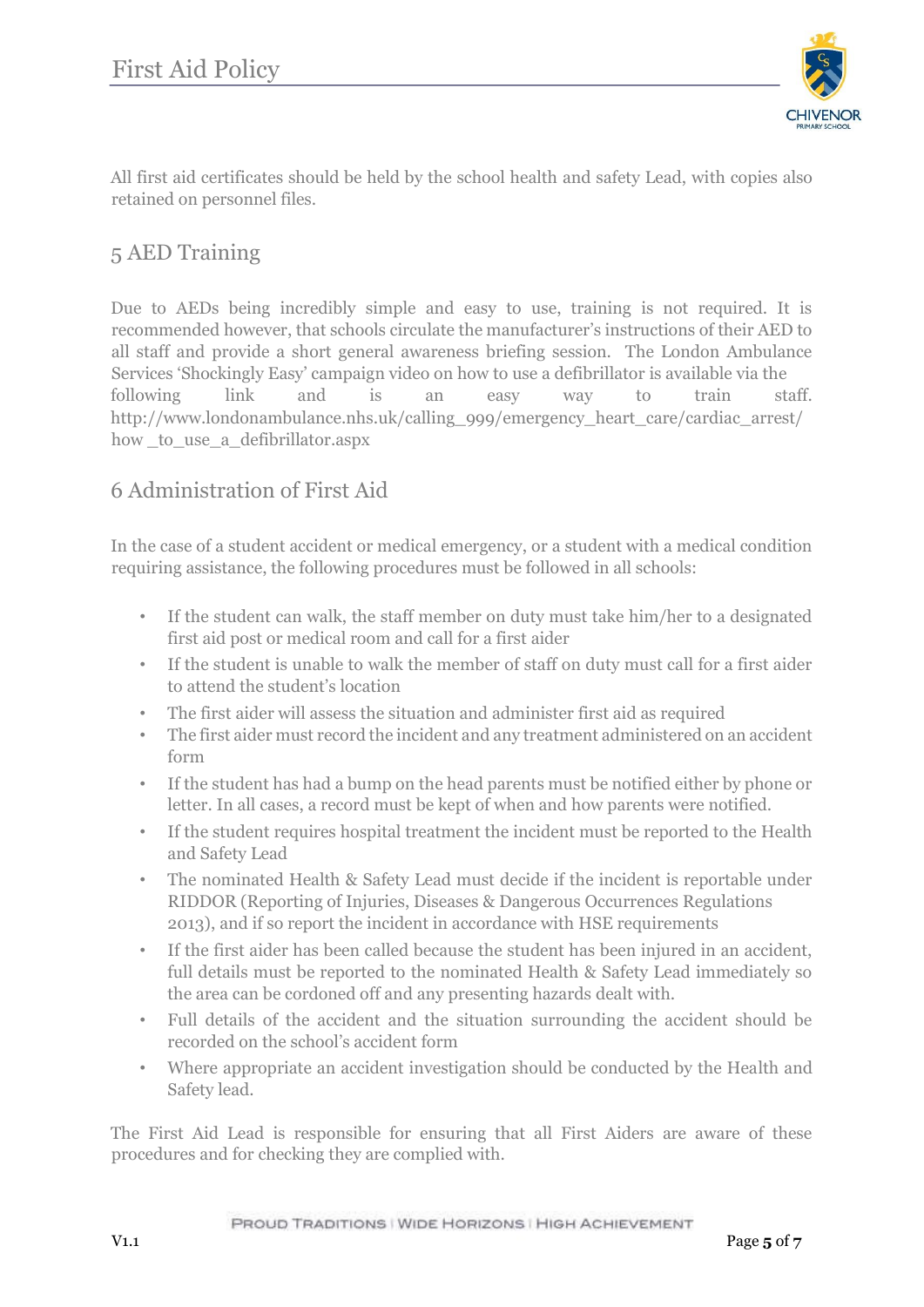All first aid certificates should be held by the school health and safety Lead, with copies also retained on personnel files.

## 5 AED Training

Due to AEDs being incredibly simple and easy to use, training is not required. It is recommended however, that schools circulate the manufacturer's instructions of their AED to all staff and provide a short general awareness briefing session. The London Ambulance Services 'Shockingly Easy' campaign video on how to use a defibrillator is available via the following link and is an easy way to train staff. http://www.londonambulance.nhs.uk/calling_999/emergency_heart_care/cardiac_arrest/how _to_use_a_defibrillator.aspx

## 6 Administration of First Aid

In the case of a student accident or medical emergency, or a student with a medical condition requiring assistance, the following procedures must be followed in all schools:

- If the student can walk, the staff member on duty must take him/her to a designated first aid post or medical room and call for a first aider
- If the student is unable to walk the member of staff on duty must call for a first aider to attend the student's location
- The first aider will assess the situation and administer first aid as required
- The first aider must record the incident and any treatment administered on an accident form
- If the student has had a bump on the head parents must be notified either by phone or letter. In all cases, a record must be kept of when and how parents were notified.
- If the student requires hospital treatment the incident must be reported to the Health and Safety Lead
- The nominated Health & Safety Lead must decide if the incident is reportable under RIDDOR (Reporting of Injuries, Diseases & Dangerous Occurrences Regulations 2013), and if so report the incident in accordance with HSE requirements
- If the first aider has been called because the student has been injured in an accident, full details must be reported to the nominated Health & Safety Lead immediately so the area can be cordoned off and any presenting hazards dealt with.
- Full details of the accident and the situation surrounding the accident should be recorded on the school's accident form
- Where appropriate an accident investigation should be conducted by the Health and Safety lead.

The First Aid Lead is responsible for ensuring that all First Aiders are aware of these procedures and for checking they are complied with.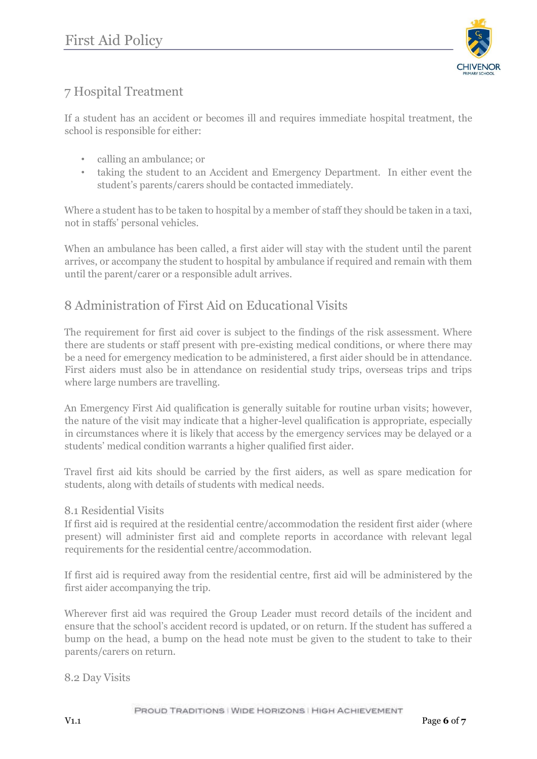## 7 Hospital Treatment

If a student has an accident or becomes ill and requires immediate hospital treatment, the school is responsible for either:

- calling an ambulance; or
- taking the student to an Accident and Emergency Department. In either event the student's parents/carers should be contacted immediately.

Where a student has to be taken to hospital by a member of staff they should be taken in a taxi, not in staffs' personal vehicles.

When an ambulance has been called, a first aider will stay with the student until the parent arrives, or accompany the student to hospital by ambulance if required and remain with them until the parent/carer or a responsible adult arrives.

## 8 Administration of First Aid on Educational Visits

The requirement for first aid cover is subject to the findings of the risk assessment. Where there are students or staff present with pre-existing medical conditions, or where there may be a need for emergency medication to be administered, a first aider should be in attendance. First aiders must also be in attendance on residential study trips, overseas trips and trips where large numbers are travelling.

An Emergency First Aid qualification is generally suitable for routine urban visits; however, the nature of the visit may indicate that a higher-level qualification is appropriate, especially in circumstances where it is likely that access by the emergency services may be delayed or a students' medical condition warrants a higher qualified first aider.

Travel first aid kits should be carried by the first aiders, as well as spare medication for students, along with details of students with medical needs.

### 8.1 Residential Visits

If first aid is required at the residential centre/accommodation the resident first aider (where present) will administer first aid and complete reports in accordance with relevant legal requirements for the residential centre/accommodation.

If first aid is required away from the residential centre, first aid will be administered by the first aider accompanying the trip.

Wherever first aid was required the Group Leader must record details of the incident and ensure that the school's accident record is updated, or on return. If the student has suffered a bump on the head, a bump on the head note must be given to the student to take to their parents/carers on return.

### 8.2 Day Visits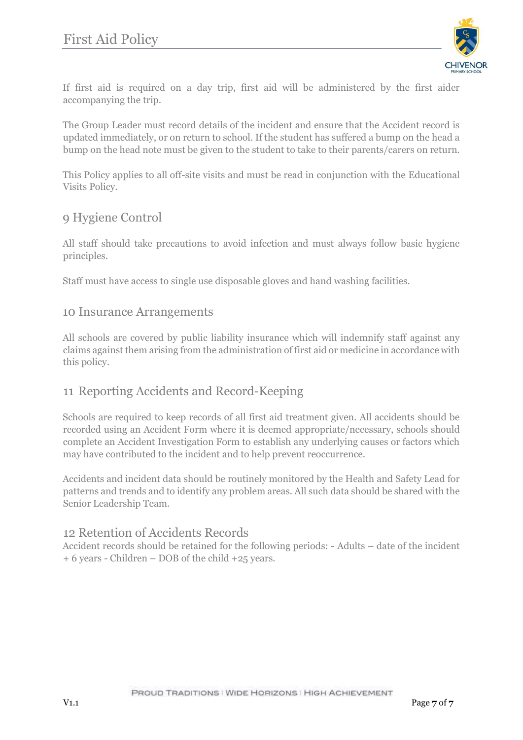If first aid is required on a day trip, first aid will be administered by the first aider accompanying the trip.

The Group Leader must record details of the incident and ensure that the Accident record is updated immediately, or on return to school. If the student has suffered a bump on the head a bump on the head note must be given to the student to take to their parents/carers on return.

This Policy applies to all off-site visits and must be read in conjunction with the Educational Visits Policy.

## 9 Hygiene Control

All staff should take precautions to avoid infection and must always follow basic hygiene principles.

Staff must have access to single use disposable gloves and hand washing facilities.

## 10 Insurance Arrangements

All schools are covered by public liability insurance which will indemnify staff against any claims against them arising from the administration of first aid or medicine in accordance with this policy.

## 11 Reporting Accidents and Record-Keeping

Schools are required to keep records of all first aid treatment given. All accidents should be recorded using an Accident Form where it is deemed appropriate/necessary, schools should complete an Accident Investigation Form to establish any underlying causes or factors which may have contributed to the incident and to help prevent reoccurrence.

Accidents and incident data should be routinely monitored by the Health and Safety Lead for patterns and trends and to identify any problem areas. All such data should be shared with the Senior Leadership Team.

## 12 Retention of Accidents Records

Accident records should be retained for the following periods: - Adults – date of the incident + 6 years - Children – DOB of the child +25 years.